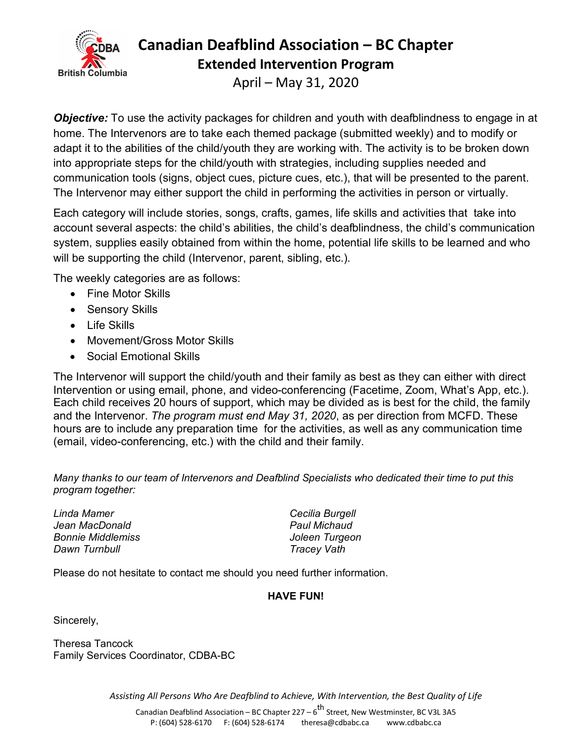# Canadian Deafblind Association – BC Chapter

## Extended Intervention Program

April – May 31, 2020

***Objective:*** To use the activity packages for children and youth with deafblindness to engage in at home. The Intervenors are to take each themed package (submitted weekly) and to modify or adapt it to the abilities of the child/youth they are working with. The activity is to be broken down into appropriate steps for the child/youth with strategies, including supplies needed and communication tools (signs, object cues, picture cues, etc.), that will be presented to the parent. The Intervenor may either support the child in performing the activities in person or virtually.

Each category will include stories, songs, crafts, games, life skills and activities that take into account several aspects: the child's abilities, the child's deafblindness, the child's communication system, supplies easily obtained from within the home, potential life skills to be learned and who will be supporting the child (Intervenor, parent, sibling, etc.).

The weekly categories are as follows:

- Fine Motor Skills
- Sensory Skills
- Life Skills
- Movement/Gross Motor Skills
- Social Emotional Skills

The Intervenor will support the child/youth and their family as best as they can either with direct Intervention or using email, phone, and video-conferencing (Facetime, Zoom, What's App, etc.). Each child receives 20 hours of support, which may be divided as is best for the child, the family and the Intervenor. *The program must end May 31, 2020*, as per direction from MCFD. These hours are to include any preparation time for the activities, as well as any communication time (email, video-conferencing, etc.) with the child and their family.

*Many thanks to our team of Intervenors and Deafblind Specialists who dedicated their time to put this program together:*

*Linda Mamer*
*Jean MacDonald*
*Bonnie Middlemiss*
*Dawn Turnbull*
*Cecilia Burgell*
*Paul Michaud*
*Joleen Turgeon*
*Tracey Vath*

Please do not hesitate to contact me should you need further information.

**HAVE FUN!**

Sincerely,

Theresa Tancock
Family Services Coordinator, CDBA-BC

*Assisting All Persons Who Are Deafblind to Achieve, With Intervention, the Best Quality of Life*

Canadian Deafblind Association – BC Chapter 227 – 6th Street, New Westminster, BC V3L 3A5
P: (604) 528-6170 F: (604) 528-6174 theresa@cdbabc.ca www.cdbabc.ca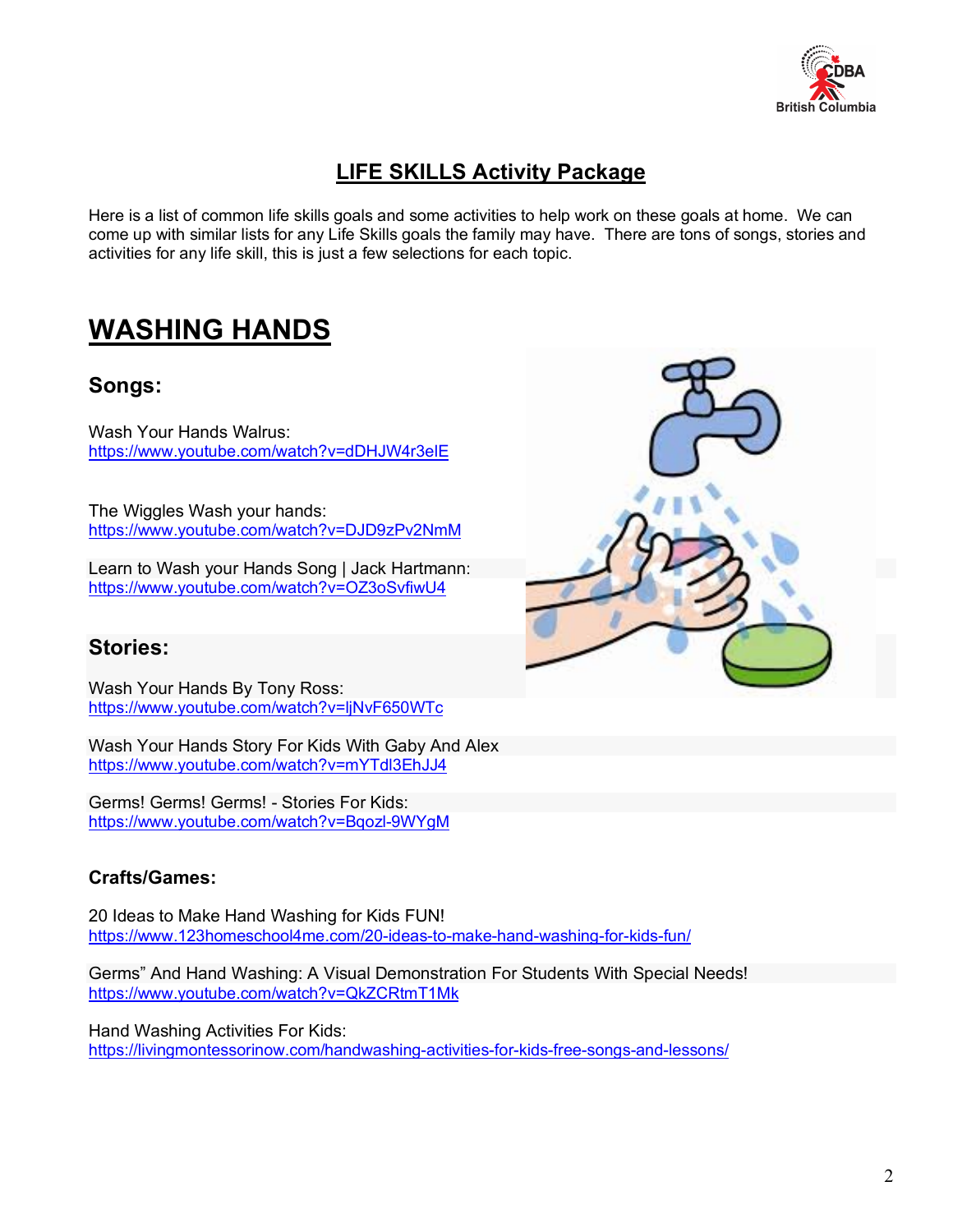## LIFE SKILLS Activity Package

Here is a list of common life skills goals and some activities to help work on these goals at home. We can come up with similar lists for any Life Skills goals the family may have. There are tons of songs, stories and activities for any life skill, this is just a few selections for each topic.

# WASHING HANDS

## Songs:

Wash Your Hands Walrus:
https://www.youtube.com/watch?v=dDHJW4r3elE

The Wiggles Wash your hands:
https://www.youtube.com/watch?v=DJD9zPv2NmM

Learn to Wash your Hands Song | Jack Hartmann:
https://www.youtube.com/watch?v=OZ3oSvfiwU4

## Stories:

Wash Your Hands By Tony Ross:
https://www.youtube.com/watch?v=ljNvF650WTc

Wash Your Hands Story For Kids With Gaby And Alex
https://www.youtube.com/watch?v=mYTdl3EhJJ4

Germs! Germs! Germs! - Stories For Kids:
https://www.youtube.com/watch?v=Bqozl-9WYgM

### Crafts/Games:

20 Ideas to Make Hand Washing for Kids FUN!
https://www.123homeschool4me.com/20-ideas-to-make-hand-washing-for-kids-fun/

Germs" And Hand Washing: A Visual Demonstration For Students With Special Needs!
https://www.youtube.com/watch?v=QkZCRtmT1Mk

Hand Washing Activities For Kids:
https://livingmontessorinow.com/handwashing-activities-for-kids-free-songs-and-lessons/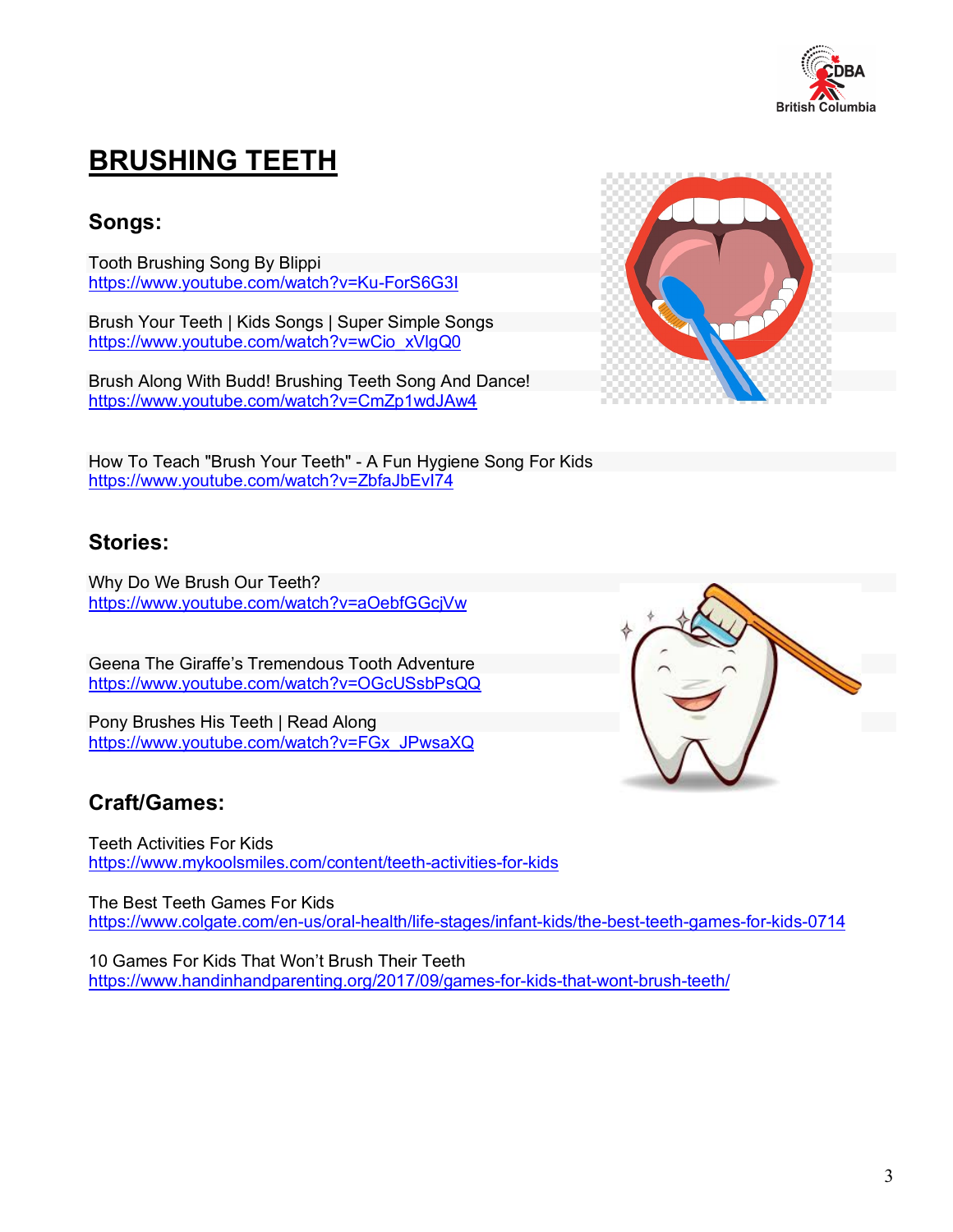# BRUSHING TEETH

## Songs:

Tooth Brushing Song By Blippi
https://www.youtube.com/watch?v=Ku-ForS6G3I

Brush Your Teeth | Kids Songs | Super Simple Songs
https://www.youtube.com/watch?v=wCio_xVlgQ0

Brush Along With Budd! Brushing Teeth Song And Dance!
https://www.youtube.com/watch?v=CmZp1wdJAw4

How To Teach "Brush Your Teeth" - A Fun Hygiene Song For Kids
https://www.youtube.com/watch?v=ZbfaJbEvI74

## Stories:

Why Do We Brush Our Teeth?
https://www.youtube.com/watch?v=aOebfGGcjVw

Geena The Giraffe's Tremendous Tooth Adventure
https://www.youtube.com/watch?v=OGcUSsbPsQQ

Pony Brushes His Teeth | Read Along
https://www.youtube.com/watch?v=FGx_JPwsaXQ

## Craft/Games:

Teeth Activities For Kids
https://www.mykoolsmiles.com/content/teeth-activities-for-kids

The Best Teeth Games For Kids
https://www.colgate.com/en-us/oral-health/life-stages/infant-kids/the-best-teeth-games-for-kids-0714

10 Games For Kids That Won't Brush Their Teeth
https://www.handinhandparenting.org/2017/09/games-for-kids-that-wont-brush-teeth/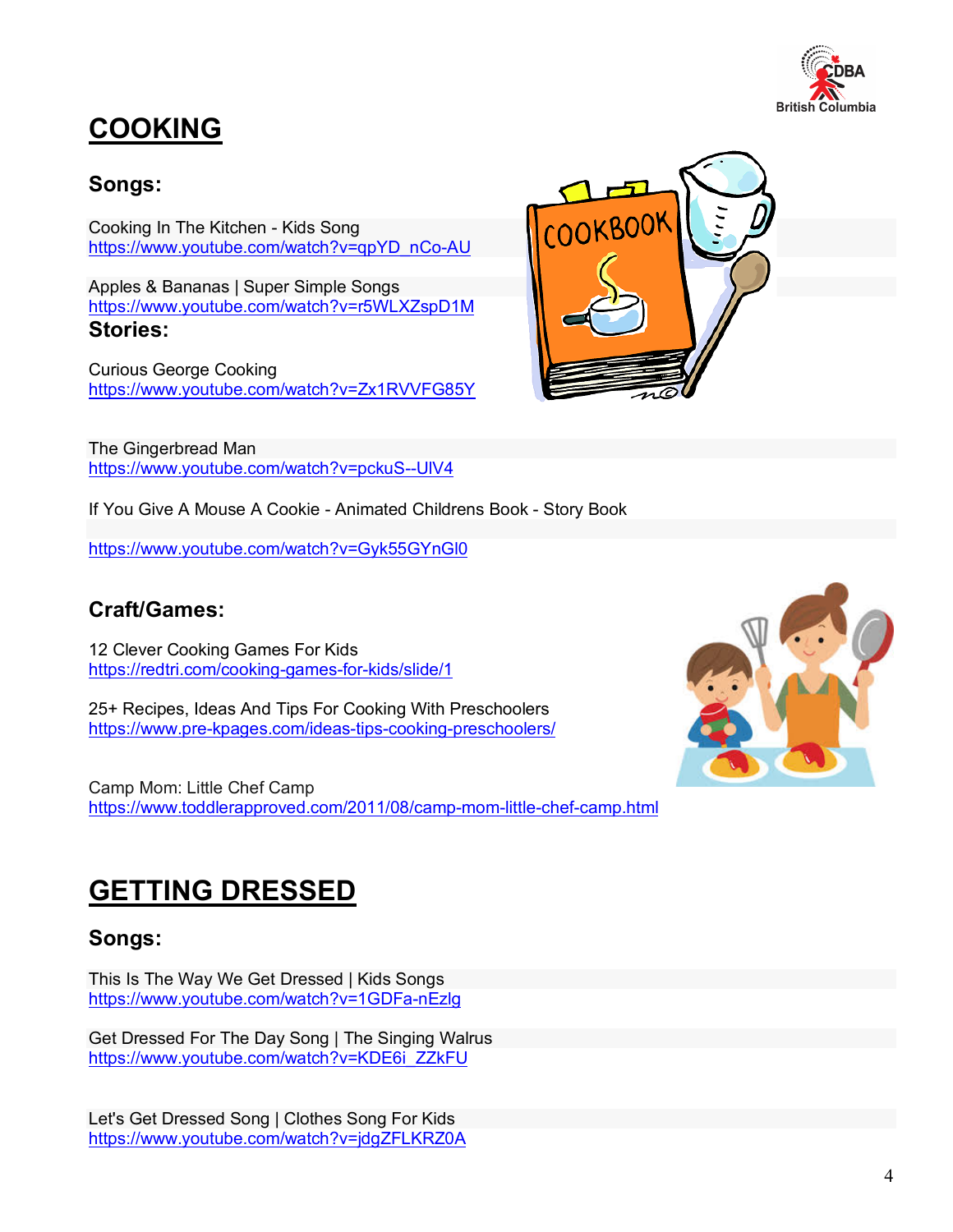# COOKING

### Songs:

Cooking In The Kitchen - Kids Song
https://www.youtube.com/watch?v=qpYD_nCo-AU

Apples & Bananas | Super Simple Songs
https://www.youtube.com/watch?v=r5WLXZspD1M

### Stories:

Curious George Cooking
https://www.youtube.com/watch?v=Zx1RVVFG85Y

The Gingerbread Man
https://www.youtube.com/watch?v=pckuS--UlV4

If You Give A Mouse A Cookie - Animated Childrens Book - Story Book

https://www.youtube.com/watch?v=Gyk55GYnGl0

### Craft/Games:

12 Clever Cooking Games For Kids
https://redtri.com/cooking-games-for-kids/slide/1

25+ Recipes, Ideas And Tips For Cooking With Preschoolers
https://www.pre-kpages.com/ideas-tips-cooking-preschoolers/

Camp Mom: Little Chef Camp
https://www.toddlerapproved.com/2011/08/camp-mom-little-chef-camp.html

# GETTING DRESSED

### Songs:

This Is The Way We Get Dressed | Kids Songs
https://www.youtube.com/watch?v=1GDFa-nEzlg

Get Dressed For The Day Song | The Singing Walrus
https://www.youtube.com/watch?v=KDE6i_ZZkFU

Let's Get Dressed Song | Clothes Song For Kids
https://www.youtube.com/watch?v=jdgZFLKRZ0A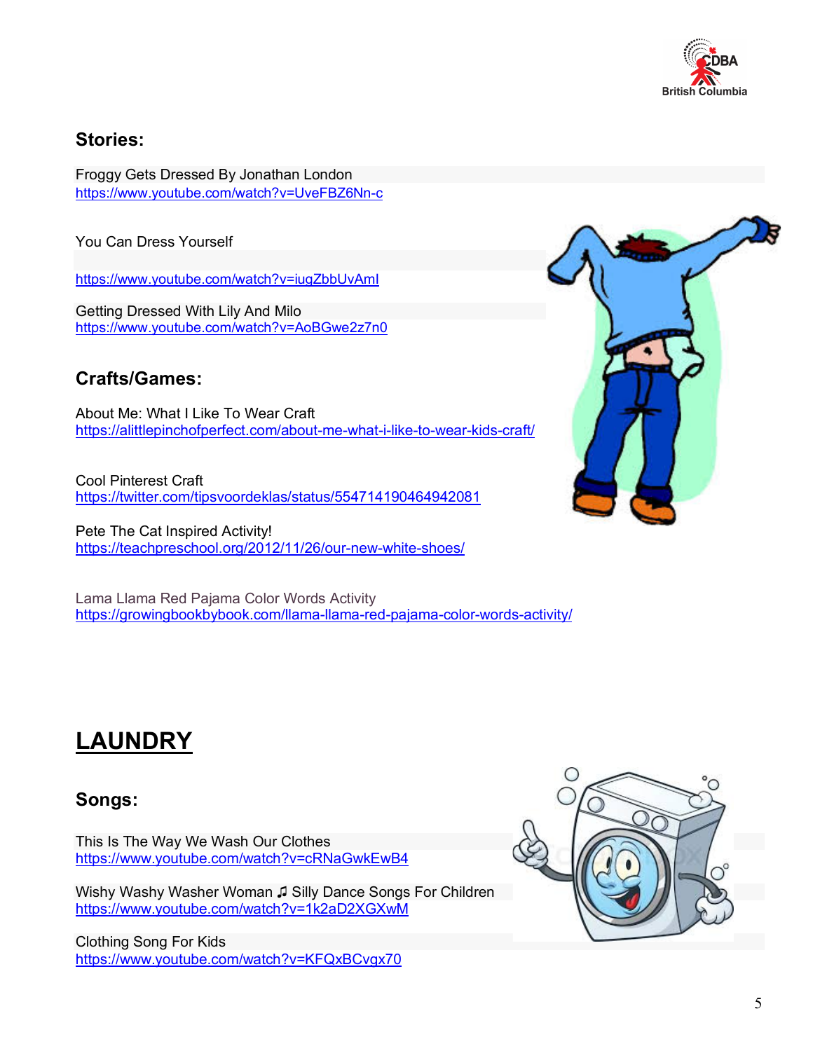## Stories:

Froggy Gets Dressed By Jonathan London
https://www.youtube.com/watch?v=UveFBZ6Nn-c

You Can Dress Yourself

https://www.youtube.com/watch?v=iugZbbUvAmI

Getting Dressed With Lily And Milo
https://www.youtube.com/watch?v=AoBGwe2z7n0

## Crafts/Games:

About Me: What I Like To Wear Craft
https://alittlepinchofperfect.com/about-me-what-i-like-to-wear-kids-craft/

Cool Pinterest Craft
https://twitter.com/tipsvoordeklas/status/554714190464942081

Pete The Cat Inspired Activity!
https://teachpreschool.org/2012/11/26/our-new-white-shoes/

Lama Llama Red Pajama Color Words Activity
https://growingbookbybook.com/llama-llama-red-pajama-color-words-activity/

# LAUNDRY

## Songs:

This Is The Way We Wash Our Clothes
https://www.youtube.com/watch?v=cRNaGwkEwB4

Wishy Washy Washer Woman ♫ Silly Dance Songs For Children
https://www.youtube.com/watch?v=1k2aD2XGXwM

Clothing Song For Kids
https://www.youtube.com/watch?v=KFQxBCvgx70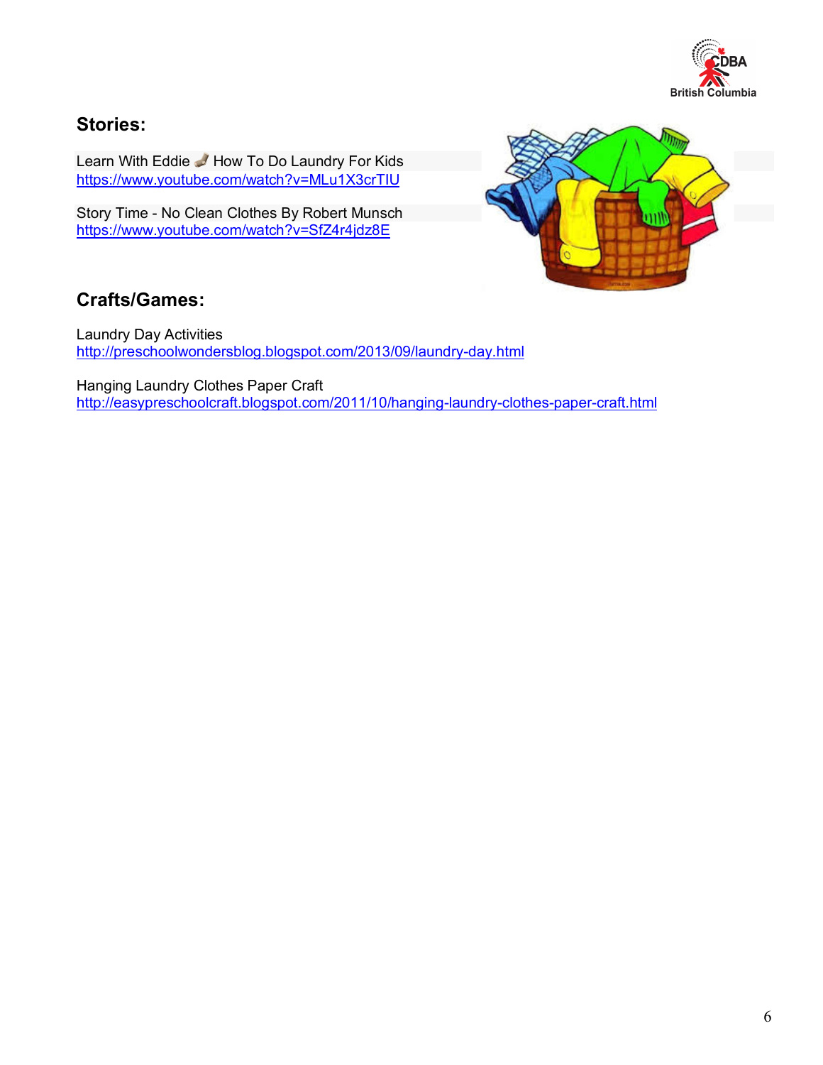## Stories:

Learn With Eddie 🧦 How To Do Laundry For Kids
https://www.youtube.com/watch?v=MLu1X3crTIU

Story Time - No Clean Clothes By Robert Munsch
https://www.youtube.com/watch?v=SfZ4r4jdz8E

## Crafts/Games:

Laundry Day Activities
http://preschoolwondersblog.blogspot.com/2013/09/laundry-day.html

Hanging Laundry Clothes Paper Craft
http://easypreschoolcraft.blogspot.com/2011/10/hanging-laundry-clothes-paper-craft.html